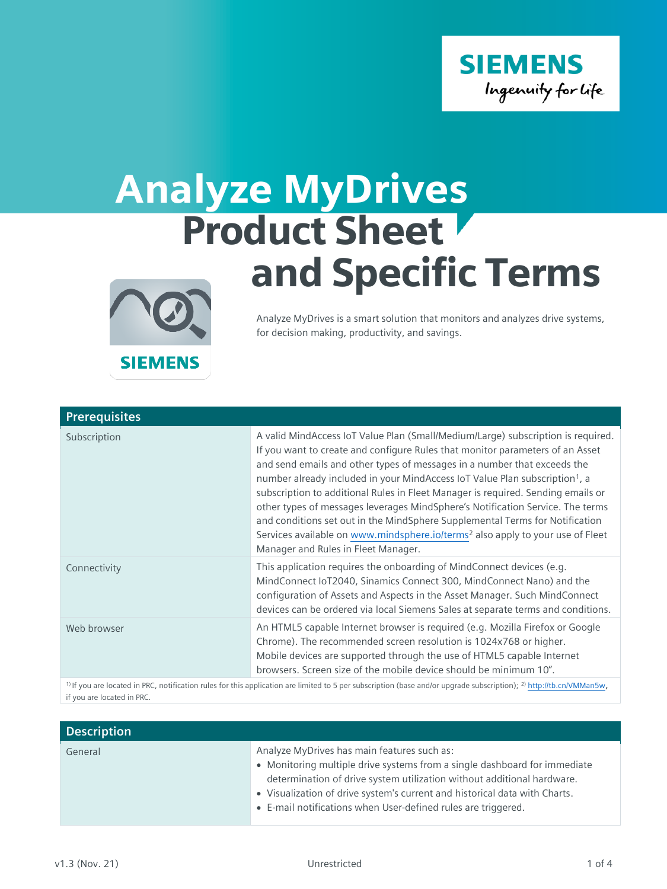# Analyze MyDrives Product Sheet and Specific Terms

Analyze MyDrives is a smart solution that monitors and analyzes drive systems, for decision making, productivity, and savings.

| Prerequisites | |
|---|---|
| Subscription | A valid MindAccess IoT Value Plan (Small/Medium/Large) subscription is required. If you want to create and configure Rules that monitor parameters of an Asset and send emails and other types of messages in a number that exceeds the number already included in your MindAccess IoT Value Plan subscription[1], a subscription to additional Rules in Fleet Manager is required. Sending emails or other types of messages leverages MindSphere's Notification Service. The terms and conditions set out in the MindSphere Supplemental Terms for Notification Services available on www.mindsphere.io/terms[2] also apply to your use of Fleet Manager and Rules in Fleet Manager. |
| Connectivity | This application requires the onboarding of MindConnect devices (e.g. MindConnect IoT2040, Sinamics Connect 300, MindConnect Nano) and the configuration of Assets and Aspects in the Asset Manager. Such MindConnect devices can be ordered via local Siemens Sales at separate terms and conditions. |
| Web browser | An HTML5 capable Internet browser is required (e.g. Mozilla Firefox or Google Chrome). The recommended screen resolution is 1024x768 or higher. Mobile devices are supported through the use of HTML5 capable Internet browsers. Screen size of the mobile device should be minimum 10". |

[1] If you are located in PRC, notification rules for this application are limited to 5 per subscription (base and/or upgrade subscription); [2] http://tb.cn/VMMan5w, if you are located in PRC.

| Description | |
|---|---|
| General | Analyze MyDrives has main features such as:<br>• Monitoring multiple drive systems from a single dashboard for immediate determination of drive system utilization without additional hardware.<br>• Visualization of drive system's current and historical data with Charts.<br>• E-mail notifications when User-defined rules are triggered. |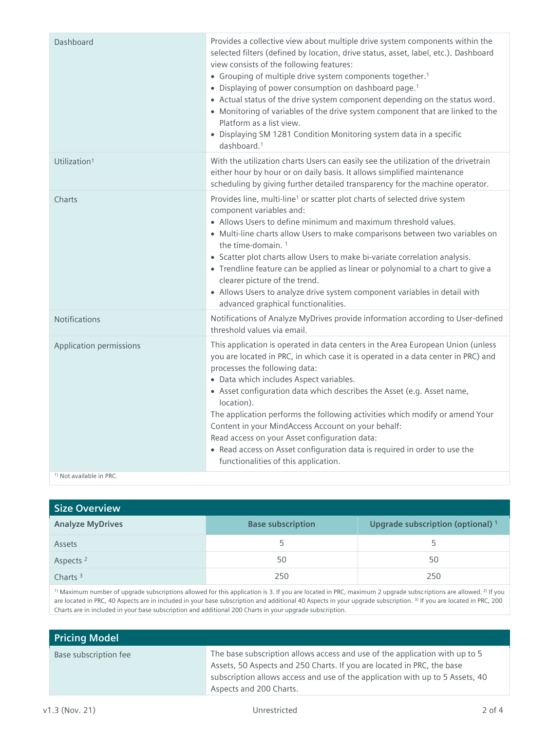| | |
|---|---|
| Dashboard | Provides a collective view about multiple drive system components within the selected filters (defined by location, drive status, asset, label, etc.). Dashboard view consists of the following features:<br>• Grouping of multiple drive system components together.[1]<br>• Displaying of power consumption on dashboard page.[1]<br>• Actual status of the drive system component depending on the status word.<br>• Monitoring of variables of the drive system component that are linked to the Platform as a list view.<br>• Displaying SM 1281 Condition Monitoring system data in a specific dashboard.[1] |
| Utilization[1] | With the utilization charts Users can easily see the utilization of the drivetrain either hour by hour or on daily basis. It allows simplified maintenance scheduling by giving further detailed transparency for the machine operator. |
| Charts | Provides line, multi-line[1] or scatter plot charts of selected drive system component variables and:<br>• Allows Users to define minimum and maximum threshold values.<br>• Multi-line charts allow Users to make comparisons between two variables on the time-domain. [1]<br>• Scatter plot charts allow Users to make bi-variate correlation analysis.<br>• Trendline feature can be applied as linear or polynomial to a chart to give a clearer picture of the trend.<br>• Allows Users to analyze drive system component variables in detail with advanced graphical functionalities. |
| Notifications | Notifications of Analyze MyDrives provide information according to User-defined threshold values via email. |
| Application permissions | This application is operated in data centers in the Area European Union (unless you are located in PRC, in which case it is operated in a data center in PRC) and processes the following data:<br>• Data which includes Aspect variables.<br>• Asset configuration data which describes the Asset (e.g. Asset name, location).<br>The application performs the following activities which modify or amend Your Content in your MindAccess Account on your behalf:<br>Read access on your Asset configuration data:<br>• Read access on Asset configuration data is required in order to use the functionalities of this application. |

[1]) Not available in PRC.

## Size Overview

| Analyze MyDrives | Base subscription | Upgrade subscription (optional) [1] |
|---|---|---|
| Assets | 5 | 5 |
| Aspects [2] | 50 | 50 |
| Charts [3] | 250 | 250 |

[1]) Maximum number of upgrade subscriptions allowed for this application is 3. If you are located in PRC, maximum 2 upgrade subscriptions are allowed. [2]) If you are located in PRC, 40 Aspects are in included in your base subscription and additional 40 Aspects in your upgrade subscription. [3]) If you are located in PRC, 200 Charts are in included in your base subscription and additional 200 Charts in your upgrade subscription.

## Pricing Model

| | |
|---|---|
| Base subscription fee | The base subscription allows access and use of the application with up to 5 Assets, 50 Aspects and 250 Charts. If you are located in PRC, the base subscription allows access and use of the application with up to 5 Assets, 40 Aspects and 200 Charts. |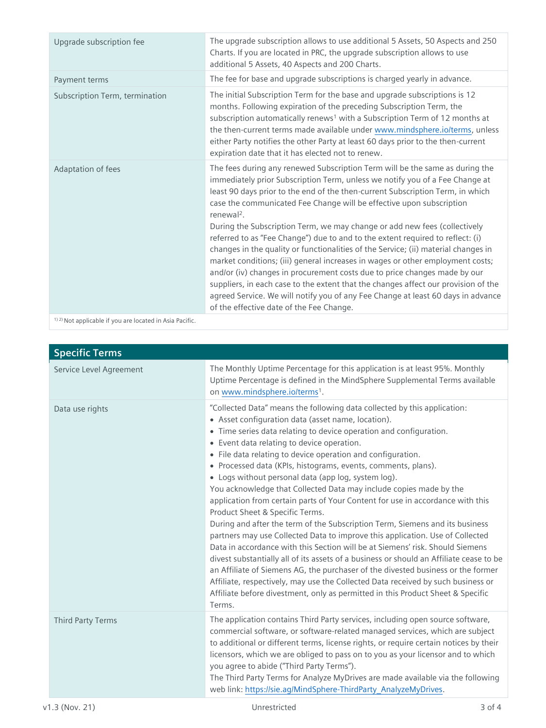| | |
|---|---|
| Upgrade subscription fee | The upgrade subscription allows to use additional 5 Assets, 50 Aspects and 250 Charts. If you are located in PRC, the upgrade subscription allows to use additional 5 Assets, 40 Aspects and 200 Charts. |
| Payment terms | The fee for base and upgrade subscriptions is charged yearly in advance. |
| Subscription Term, termination | The initial Subscription Term for the base and upgrade subscriptions is 12 months. Following expiration of the preceding Subscription Term, the subscription automatically renews[1] with a Subscription Term of 12 months at the then-current terms made available under [www.mindsphere.io/terms](www.mindsphere.io/terms), unless either Party notifies the other Party at least 60 days prior to the then-current expiration date that it has elected not to renew. |
| Adaptation of fees | The fees during any renewed Subscription Term will be the same as during the immediately prior Subscription Term, unless we notify you of a Fee Change at least 90 days prior to the end of the then-current Subscription Term, in which case the communicated Fee Change will be effective upon subscription renewal[2].<br>During the Subscription Term, we may change or add new fees (collectively referred to as "Fee Change") due to and to the extent required to reflect: (i) changes in the quality or functionalities of the Service; (ii) material changes in market conditions; (iii) general increases in wages or other employment costs; and/or (iv) changes in procurement costs due to price changes made by our suppliers, in each case to the extent that the changes affect our provision of the agreed Service. We will notify you of any Fee Change at least 60 days in advance of the effective date of the Fee Change. |

[1] [2] Not applicable if you are located in Asia Pacific.

## Specific Terms

| | |
|---|---|
| Service Level Agreement | The Monthly Uptime Percentage for this application is at least 95%. Monthly Uptime Percentage is defined in the MindSphere Supplemental Terms available on [www.mindsphere.io/terms](www.mindsphere.io/terms)[1]. |
| Data use rights | "Collected Data" means the following data collected by this application:<br>• Asset configuration data (asset name, location).<br>• Time series data relating to device operation and configuration.<br>• Event data relating to device operation.<br>• File data relating to device operation and configuration.<br>• Processed data (KPIs, histograms, events, comments, plans).<br>• Logs without personal data (app log, system log).<br>You acknowledge that Collected Data may include copies made by the application from certain parts of Your Content for use in accordance with this Product Sheet & Specific Terms.<br>During and after the term of the Subscription Term, Siemens and its business partners may use Collected Data to improve this application. Use of Collected Data in accordance with this Section will be at Siemens' risk. Should Siemens divest substantially all of its assets of a business or should an Affiliate cease to be an Affiliate of Siemens AG, the purchaser of the divested business or the former Affiliate, respectively, may use the Collected Data received by such business or Affiliate before divestment, only as permitted in this Product Sheet & Specific Terms. |
| Third Party Terms | The application contains Third Party services, including open source software, commercial software, or software-related managed services, which are subject to additional or different terms, license rights, or require certain notices by their licensors, which we are obliged to pass on to you as your licensor and to which you agree to abide ("Third Party Terms").<br>The Third Party Terms for Analyze MyDrives are made available via the following web link: [https://sie.ag/MindSphere-ThirdParty_AnalyzeMyDrives](https://sie.ag/MindSphere-ThirdParty_AnalyzeMyDrives). |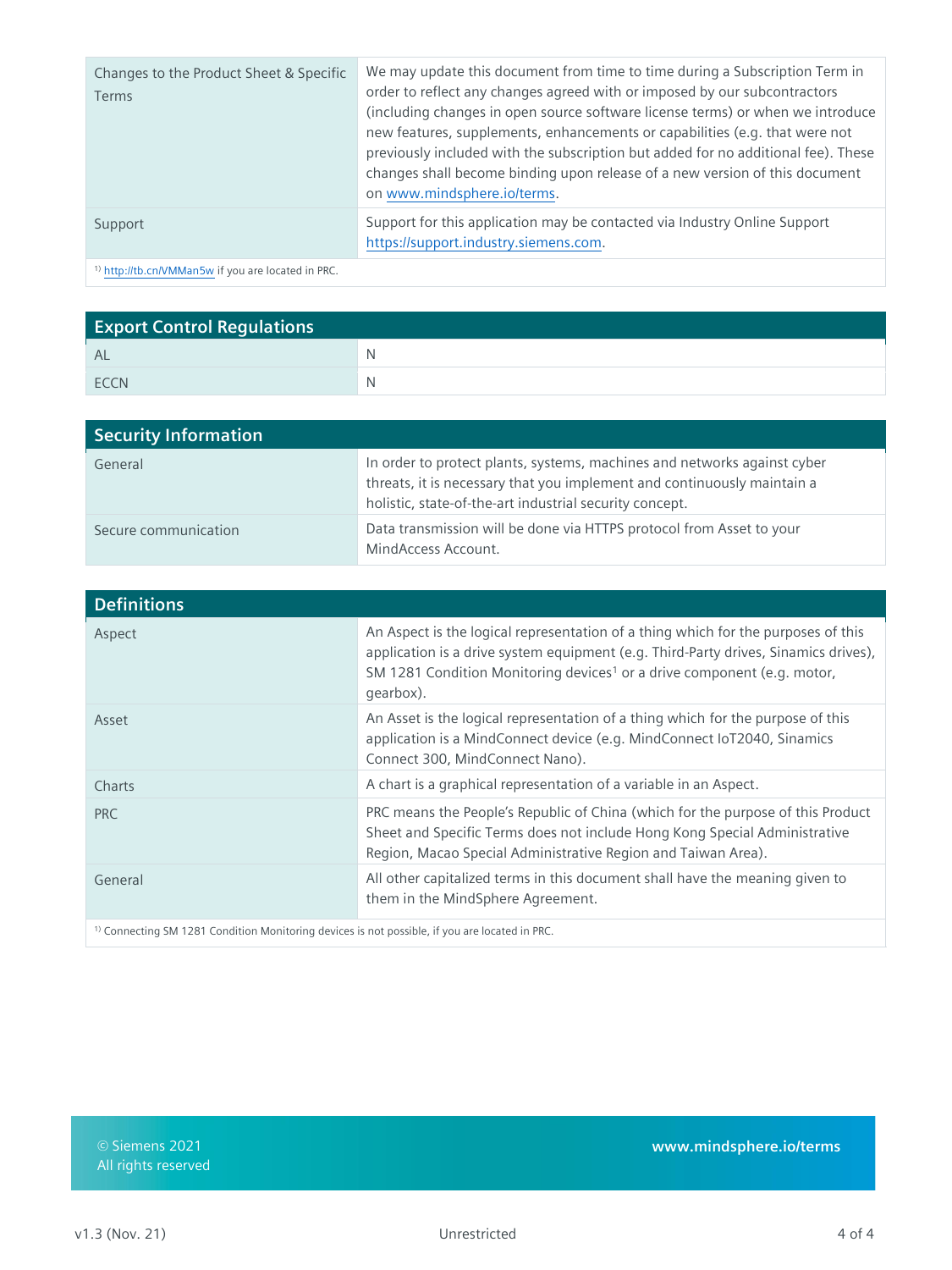| | |
|---|---|
| Changes to the Product Sheet & Specific Terms | We may update this document from time to time during a Subscription Term in order to reflect any changes agreed with or imposed by our subcontractors (including changes in open source software license terms) or when we introduce new features, supplements, enhancements or capabilities (e.g. that were not previously included with the subscription but added for no additional fee). These changes shall become binding upon release of a new version of this document on www.mindsphere.io/terms. |
| Support | Support for this application may be contacted via Industry Online Support https://support.industry.siemens.com. |

[1] http://tb.cn/VMMan5w if you are located in PRC.

## Export Control Regulations

| | |
|---|---|
| AL | N |
| ECCN | N |

## Security Information

| | |
|---|---|
| General | In order to protect plants, systems, machines and networks against cyber threats, it is necessary that you implement and continuously maintain a holistic, state-of-the-art industrial security concept. |
| Secure communication | Data transmission will be done via HTTPS protocol from Asset to your MindAccess Account. |

## Definitions

| | |
|---|---|
| Aspect | An Aspect is the logical representation of a thing which for the purposes of this application is a drive system equipment (e.g. Third-Party drives, Sinamics drives), SM 1281 Condition Monitoring devices[1] or a drive component (e.g. motor, gearbox). |
| Asset | An Asset is the logical representation of a thing which for the purpose of this application is a MindConnect device (e.g. MindConnect IoT2040, Sinamics Connect 300, MindConnect Nano). |
| Charts | A chart is a graphical representation of a variable in an Aspect. |
| PRC | PRC means the People's Republic of China (which for the purpose of this Product Sheet and Specific Terms does not include Hong Kong Special Administrative Region, Macao Special Administrative Region and Taiwan Area). |
| General | All other capitalized terms in this document shall have the meaning given to them in the MindSphere Agreement. |

[1] Connecting SM 1281 Condition Monitoring devices is not possible, if you are located in PRC.

© Siemens 2021
All rights reserved

www.mindsphere.io/terms

v1.3 (Nov. 21) Unrestricted